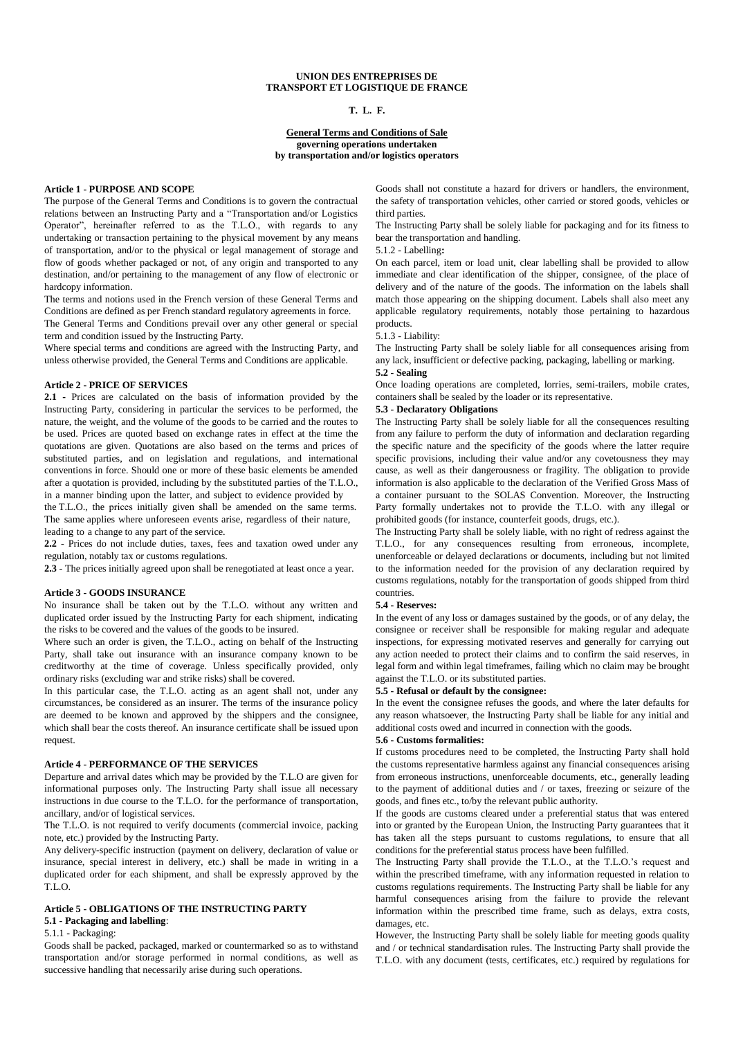**UNION DES ENTREPRISES DE TRANSPORT ET LOGISTIQUE DE FRANCE**

**T. L. F.**

**General Terms and Conditions of Sale**
**governing operations undertaken**
**by transportation and/or logistics operators**

#### Article 1 - PURPOSE AND SCOPE

The purpose of the General Terms and Conditions is to govern the contractual relations between an Instructing Party and a "Transportation and/or Logistics Operator", hereinafter referred to as the T.L.O., with regards to any undertaking or transaction pertaining to the physical movement by any means of transportation, and/or to the physical or legal management of storage and flow of goods whether packaged or not, of any origin and transported to any destination, and/or pertaining to the management of any flow of electronic or hardcopy information.

The terms and notions used in the French version of these General Terms and Conditions are defined as per French standard regulatory agreements in force.

The General Terms and Conditions prevail over any other general or special term and condition issued by the Instructing Party.

Where special terms and conditions are agreed with the Instructing Party, and unless otherwise provided, the General Terms and Conditions are applicable.

#### Article 2 - PRICE OF SERVICES

**2.1** - Prices are calculated on the basis of information provided by the Instructing Party, considering in particular the services to be performed, the nature, the weight, and the volume of the goods to be carried and the routes to be used. Prices are quoted based on exchange rates in effect at the time the quotations are given. Quotations are also based on the terms and prices of substituted parties, and on legislation and regulations, and international conventions in force. Should one or more of these basic elements be amended after a quotation is provided, including by the substituted parties of the T.L.O., in a manner binding upon the latter, and subject to evidence provided by the T.L.O., the prices initially given shall be amended on the same terms. The same applies where unforeseen events arise, regardless of their nature, leading to a change to any part of the service.

**2.2** - Prices do not include duties, taxes, fees and taxation owed under any regulation, notably tax or customs regulations.

**2.3** - The prices initially agreed upon shall be renegotiated at least once a year.

#### Article 3 - GOODS INSURANCE

No insurance shall be taken out by the T.L.O. without any written and duplicated order issued by the Instructing Party for each shipment, indicating the risks to be covered and the values of the goods to be insured.

Where such an order is given, the T.L.O., acting on behalf of the Instructing Party, shall take out insurance with an insurance company known to be creditworthy at the time of coverage. Unless specifically provided, only ordinary risks (excluding war and strike risks) shall be covered.

In this particular case, the T.L.O. acting as an agent shall not, under any circumstances, be considered as an insurer. The terms of the insurance policy are deemed to be known and approved by the shippers and the consignee, which shall bear the costs thereof. An insurance certificate shall be issued upon request.

#### Article 4 - PERFORMANCE OF THE SERVICES

Departure and arrival dates which may be provided by the T.L.O are given for informational purposes only. The Instructing Party shall issue all necessary instructions in due course to the T.L.O. for the performance of transportation, ancillary, and/or of logistical services.

The T.L.O. is not required to verify documents (commercial invoice, packing note, etc.) provided by the Instructing Party.

Any delivery-specific instruction (payment on delivery, declaration of value or insurance, special interest in delivery, etc.) shall be made in writing in a duplicated order for each shipment, and shall be expressly approved by the T.L.O.

#### Article 5 - OBLIGATIONS OF THE INSTRUCTING PARTY

**5.1 - Packaging and labelling**:

5.1.1 - Packaging:

Goods shall be packed, packaged, marked or countermarked so as to withstand transportation and/or storage performed in normal conditions, as well as successive handling that necessarily arise during such operations.

Goods shall not constitute a hazard for drivers or handlers, the environment, the safety of transportation vehicles, other carried or stored goods, vehicles or third parties.

The Instructing Party shall be solely liable for packaging and for its fitness to bear the transportation and handling.

5.1.2 - Labelling**:**

On each parcel, item or load unit, clear labelling shall be provided to allow immediate and clear identification of the shipper, consignee, of the place of delivery and of the nature of the goods. The information on the labels shall match those appearing on the shipping document. Labels shall also meet any applicable regulatory requirements, notably those pertaining to hazardous products.

5.1.3 - Liability:

The Instructing Party shall be solely liable for all consequences arising from any lack, insufficient or defective packing, packaging, labelling or marking.

**5.2 - Sealing**

Once loading operations are completed, lorries, semi-trailers, mobile crates, containers shall be sealed by the loader or its representative.

**5.3 - Declaratory Obligations**

The Instructing Party shall be solely liable for all the consequences resulting from any failure to perform the duty of information and declaration regarding the specific nature and the specificity of the goods where the latter require specific provisions, including their value and/or any covetousness they may cause, as well as their dangerousness or fragility. The obligation to provide information is also applicable to the declaration of the Verified Gross Mass of a container pursuant to the SOLAS Convention. Moreover, the Instructing Party formally undertakes not to provide the T.L.O. with any illegal or prohibited goods (for instance, counterfeit goods, drugs, etc.).

The Instructing Party shall be solely liable, with no right of redress against the T.L.O., for any consequences resulting from erroneous, incomplete, unenforceable or delayed declarations or documents, including but not limited to the information needed for the provision of any declaration required by customs regulations, notably for the transportation of goods shipped from third countries.

**5.4 - Reserves:**

In the event of any loss or damages sustained by the goods, or of any delay, the consignee or receiver shall be responsible for making regular and adequate inspections, for expressing motivated reserves and generally for carrying out any action needed to protect their claims and to confirm the said reserves, in legal form and within legal timeframes, failing which no claim may be brought against the T.L.O. or its substituted parties.

**5.5 - Refusal or default by the consignee:**

In the event the consignee refuses the goods, and where the later defaults for any reason whatsoever, the Instructing Party shall be liable for any initial and additional costs owed and incurred in connection with the goods.

**5.6 - Customs formalities:**

If customs procedures need to be completed, the Instructing Party shall hold the customs representative harmless against any financial consequences arising from erroneous instructions, unenforceable documents, etc., generally leading to the payment of additional duties and / or taxes, freezing or seizure of the goods, and fines etc., to/by the relevant public authority.

If the goods are customs cleared under a preferential status that was entered into or granted by the European Union, the Instructing Party guarantees that it has taken all the steps pursuant to customs regulations, to ensure that all conditions for the preferential status process have been fulfilled.

The Instructing Party shall provide the T.L.O., at the T.L.O.'s request and within the prescribed timeframe, with any information requested in relation to customs regulations requirements. The Instructing Party shall be liable for any harmful consequences arising from the failure to provide the relevant information within the prescribed time frame, such as delays, extra costs, damages, etc.

However, the Instructing Party shall be solely liable for meeting goods quality and / or technical standardisation rules. The Instructing Party shall provide the T.L.O. with any document (tests, certificates, etc.) required by regulations for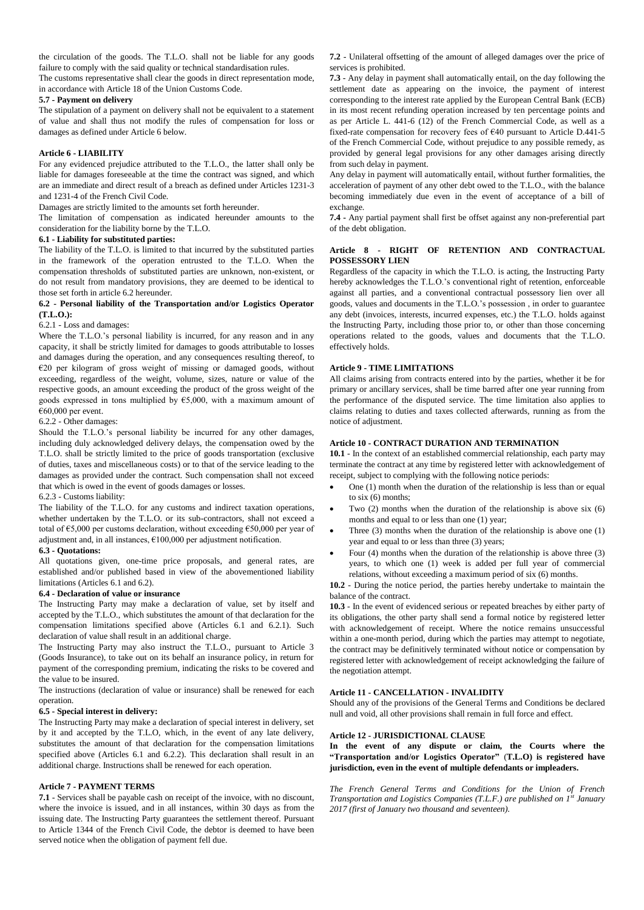the circulation of the goods. The T.L.O. shall not be liable for any goods failure to comply with the said quality or technical standardisation rules.

The customs representative shall clear the goods in direct representation mode, in accordance with Article 18 of the Union Customs Code.

**5.7 - Payment on delivery**

The stipulation of a payment on delivery shall not be equivalent to a statement of value and shall thus not modify the rules of compensation for loss or damages as defined under Article 6 below.

**Article 6 - LIABILITY**

For any evidenced prejudice attributed to the T.L.O., the latter shall only be liable for damages foreseeable at the time the contract was signed, and which are an immediate and direct result of a breach as defined under Articles 1231-3 and 1231-4 of the French Civil Code.

Damages are strictly limited to the amounts set forth hereunder.

The limitation of compensation as indicated hereunder amounts to the consideration for the liability borne by the T.L.O.

**6.1 - Liability for substituted parties:**

The liability of the T.L.O. is limited to that incurred by the substituted parties in the framework of the operation entrusted to the T.L.O. When the compensation thresholds of substituted parties are unknown, non-existent, or do not result from mandatory provisions, they are deemed to be identical to those set forth in article 6.2 hereunder.

**6.2 - Personal liability of the Transportation and/or Logistics Operator (T.L.O.):**

6.2.1 - Loss and damages:

Where the T.L.O.'s personal liability is incurred, for any reason and in any capacity, it shall be strictly limited for damages to goods attributable to losses and damages during the operation, and any consequences resulting thereof, to €20 per kilogram of gross weight of missing or damaged goods, without exceeding, regardless of the weight, volume, sizes, nature or value of the respective goods, an amount exceeding the product of the gross weight of the goods expressed in tons multiplied by €5,000, with a maximum amount of €60,000 per event.

6.2.2 - Other damages:

Should the T.L.O.'s personal liability be incurred for any other damages, including duly acknowledged delivery delays, the compensation owed by the T.L.O. shall be strictly limited to the price of goods transportation (exclusive of duties, taxes and miscellaneous costs) or to that of the service leading to the damages as provided under the contract. Such compensation shall not exceed that which is owed in the event of goods damages or losses.

6.2.3 - Customs liability:

The liability of the T.L.O. for any customs and indirect taxation operations, whether undertaken by the T.L.O. or its sub-contractors, shall not exceed a total of €5,000 per customs declaration, without exceeding €50,000 per year of adjustment and, in all instances, €100,000 per adjustment notification.

**6.3 - Quotations:**

All quotations given, one-time price proposals, and general rates, are established and/or published based in view of the abovementioned liability limitations (Articles 6.1 and 6.2).

**6.4 - Declaration of value or insurance**

The Instructing Party may make a declaration of value, set by itself and accepted by the T.L.O., which substitutes the amount of that declaration for the compensation limitations specified above (Articles 6.1 and 6.2.1). Such declaration of value shall result in an additional charge.

The Instructing Party may also instruct the T.L.O., pursuant to Article 3 (Goods Insurance), to take out on its behalf an insurance policy, in return for payment of the corresponding premium, indicating the risks to be covered and the value to be insured.

The instructions (declaration of value or insurance) shall be renewed for each operation.

**6.5 - Special interest in delivery:**

The Instructing Party may make a declaration of special interest in delivery, set by it and accepted by the T.L.O, which, in the event of any late delivery, substitutes the amount of that declaration for the compensation limitations specified above (Articles 6.1 and 6.2.2). This declaration shall result in an additional charge. Instructions shall be renewed for each operation.

**Article 7 - PAYMENT TERMS**

**7.1** - Services shall be payable cash on receipt of the invoice, with no discount, where the invoice is issued, and in all instances, within 30 days as from the issuing date. The Instructing Party guarantees the settlement thereof. Pursuant to Article 1344 of the French Civil Code, the debtor is deemed to have been served notice when the obligation of payment fell due.

**7.2** - Unilateral offsetting of the amount of alleged damages over the price of services is prohibited.

**7.3** - Any delay in payment shall automatically entail, on the day following the settlement date as appearing on the invoice, the payment of interest corresponding to the interest rate applied by the European Central Bank (ECB) in its most recent refunding operation increased by ten percentage points and as per Article L. 441-6 (12) of the French Commercial Code, as well as a fixed-rate compensation for recovery fees of €40 pursuant to Article D.441-5 of the French Commercial Code, without prejudice to any possible remedy, as provided by general legal provisions for any other damages arising directly from such delay in payment.

Any delay in payment will automatically entail, without further formalities, the acceleration of payment of any other debt owed to the T.L.O., with the balance becoming immediately due even in the event of acceptance of a bill of exchange.

**7.4** - Any partial payment shall first be offset against any non-preferential part of the debt obligation.

**Article 8 - RIGHT OF RETENTION AND CONTRACTUAL POSSESSORY LIEN**

Regardless of the capacity in which the T.L.O. is acting, the Instructing Party hereby acknowledges the T.L.O.'s conventional right of retention, enforceable against all parties, and a conventional contractual possessory lien over all goods, values and documents in the T.L.O.'s possession , in order to guarantee any debt (invoices, interests, incurred expenses, etc.) the T.L.O. holds against the Instructing Party, including those prior to, or other than those concerning operations related to the goods, values and documents that the T.L.O. effectively holds.

**Article 9 - TIME LIMITATIONS**

All claims arising from contracts entered into by the parties, whether it be for primary or ancillary services, shall be time barred after one year running from the performance of the disputed service. The time limitation also applies to claims relating to duties and taxes collected afterwards, running as from the notice of adjustment.

**Article 10 - CONTRACT DURATION AND TERMINATION**

**10.1** - In the context of an established commercial relationship, each party may terminate the contract at any time by registered letter with acknowledgement of receipt, subject to complying with the following notice periods:

- One (1) month when the duration of the relationship is less than or equal to six (6) months;
- Two (2) months when the duration of the relationship is above six (6) months and equal to or less than one (1) year;
- Three (3) months when the duration of the relationship is above one (1) year and equal to or less than three (3) years;
- Four (4) months when the duration of the relationship is above three (3) years, to which one (1) week is added per full year of commercial relations, without exceeding a maximum period of six (6) months.

**10.2** - During the notice period, the parties hereby undertake to maintain the balance of the contract.

**10.3** - In the event of evidenced serious or repeated breaches by either party of its obligations, the other party shall send a formal notice by registered letter with acknowledgement of receipt. Where the notice remains unsuccessful within a one-month period, during which the parties may attempt to negotiate, the contract may be definitively terminated without notice or compensation by registered letter with acknowledgement of receipt acknowledging the failure of the negotiation attempt.

**Article 11 - CANCELLATION - INVALIDITY**

Should any of the provisions of the General Terms and Conditions be declared null and void, all other provisions shall remain in full force and effect.

**Article 12 - JURISDICTIONAL CLAUSE**

**In the event of any dispute or claim, the Courts where the "Transportation and/or Logistics Operator" (T.L.O) is registered have jurisdiction, even in the event of multiple defendants or impleaders.**

*The French General Terms and Conditions for the Union of French Transportation and Logistics Companies (T.L.F.) are published on 1st January 2017 (first of January two thousand and seventeen).*